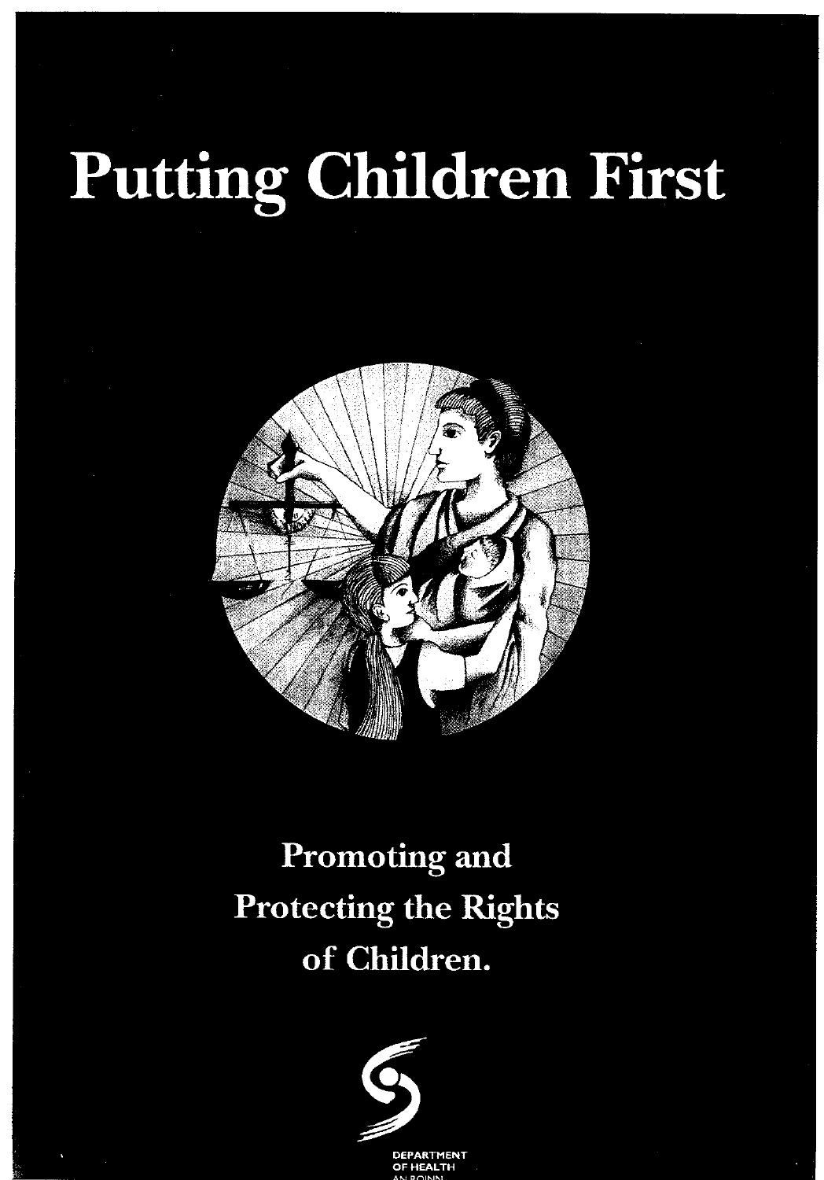# Putting Children First

## Promoting and Protecting the Rights of Children.

DEPARTMENT OF HEALTH
AN ROINN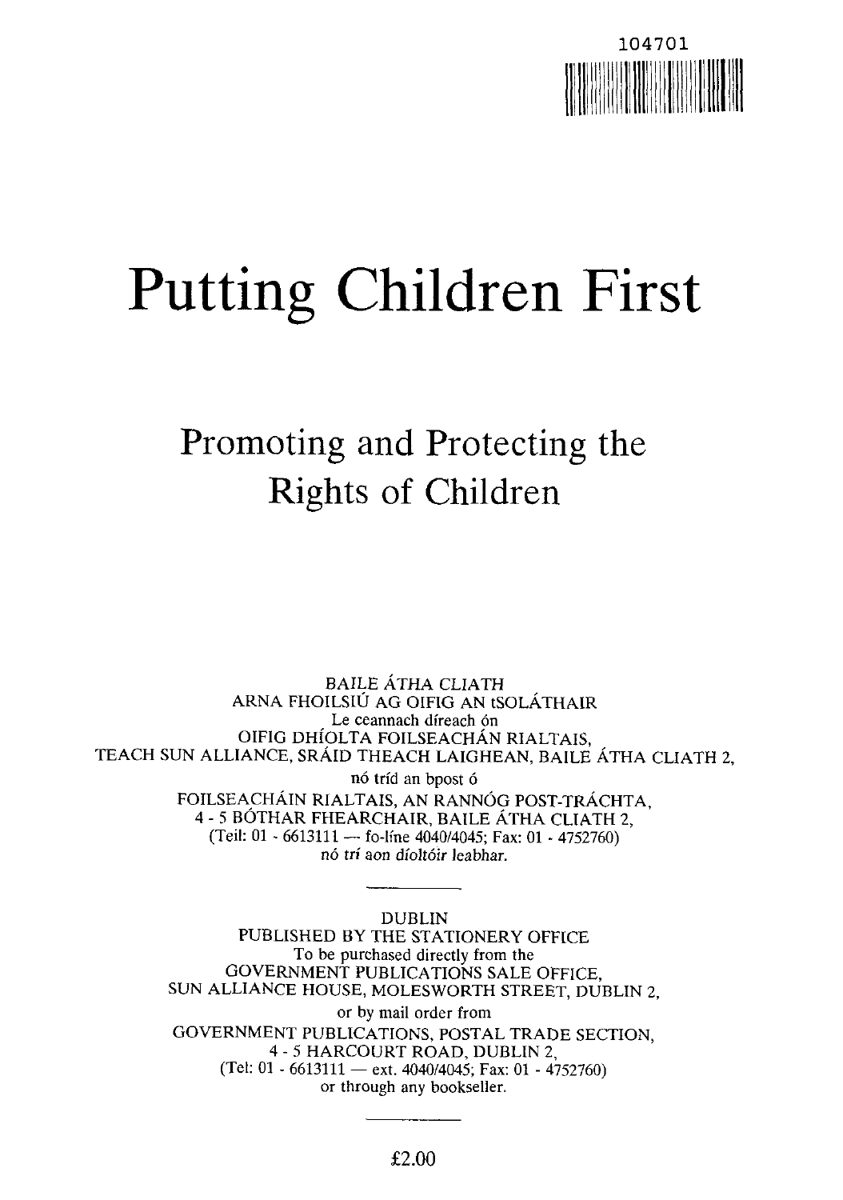104701

# Putting Children First

## Promoting and Protecting the Rights of Children

BAILE ÁTHA CLIATH
ARNA FHOILSIÚ AG OIFIG AN tSOLÁTHAIR
Le ceannach díreach ón
OIFIG DHÍOLTA FOILSEACHÁN RIALTAIS,
TEACH SUN ALLIANCE, SRÁID THEACH LAIGHEAN, BAILE ÁTHA CLIATH 2,
nó tríd an bpost ó
FOILSEACHÁIN RIALTAIS, AN RANNÓG POST-TRÁCHTA,
4 - 5 BÓTHAR FHEARCHAIR, BAILE ÁTHA CLIATH 2,
(Teil: 01 - 6613111 — fo-líne 4040/4045; Fax: 01 - 4752760)
*nó trí aon díoltóir leabhar.*

---

DUBLIN
PUBLISHED BY THE STATIONERY OFFICE
To be purchased directly from the
GOVERNMENT PUBLICATIONS SALE OFFICE,
SUN ALLIANCE HOUSE, MOLESWORTH STREET, DUBLIN 2,
or by mail order from
GOVERNMENT PUBLICATIONS, POSTAL TRADE SECTION,
4 - 5 HARCOURT ROAD, DUBLIN 2,
(Tel: 01 - 6613111 — ext. 4040/4045; Fax: 01 - 4752760)
or through any bookseller.

---

£2.00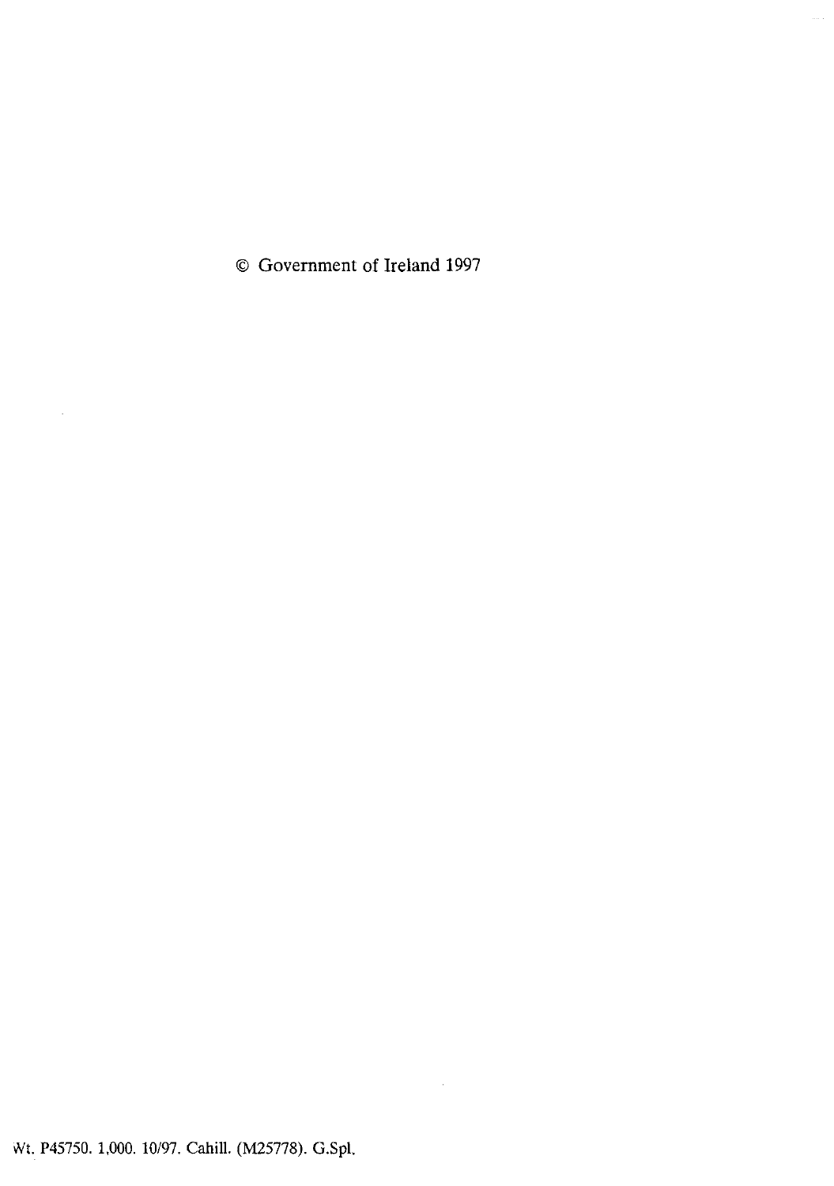© Government of Ireland 1997

Wt. P45750. 1,000. 10/97. Cahill. (M25778). G.Spl.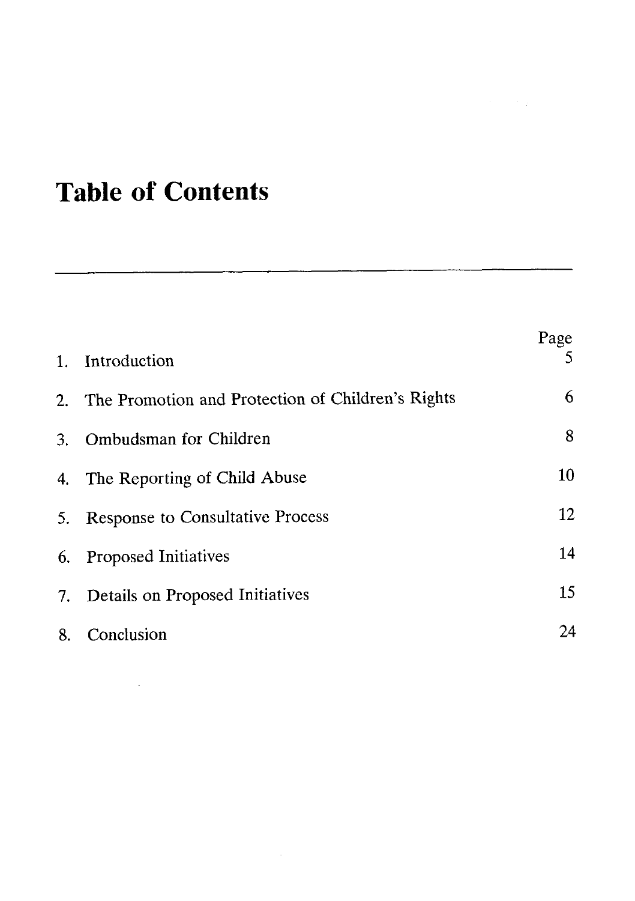# Table of Contents

| | | Page |
|---|---|---|
| 1. | Introduction | 5 |
| 2. | The Promotion and Protection of Children's Rights | 6 |
| 3. | Ombudsman for Children | 8 |
| 4. | The Reporting of Child Abuse | 10 |
| 5. | Response to Consultative Process | 12 |
| 6. | Proposed Initiatives | 14 |
| 7. | Details on Proposed Initiatives | 15 |
| 8. | Conclusion | 24 |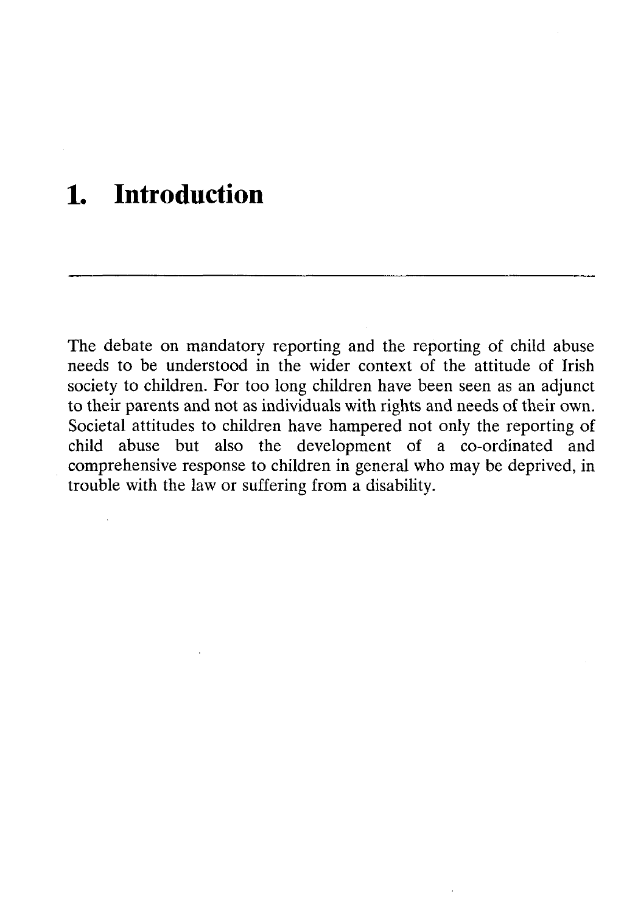# 1. Introduction

The debate on mandatory reporting and the reporting of child abuse needs to be understood in the wider context of the attitude of Irish society to children. For too long children have been seen as an adjunct to their parents and not as individuals with rights and needs of their own. Societal attitudes to children have hampered not only the reporting of child abuse but also the development of a co-ordinated and comprehensive response to children in general who may be deprived, in trouble with the law or suffering from a disability.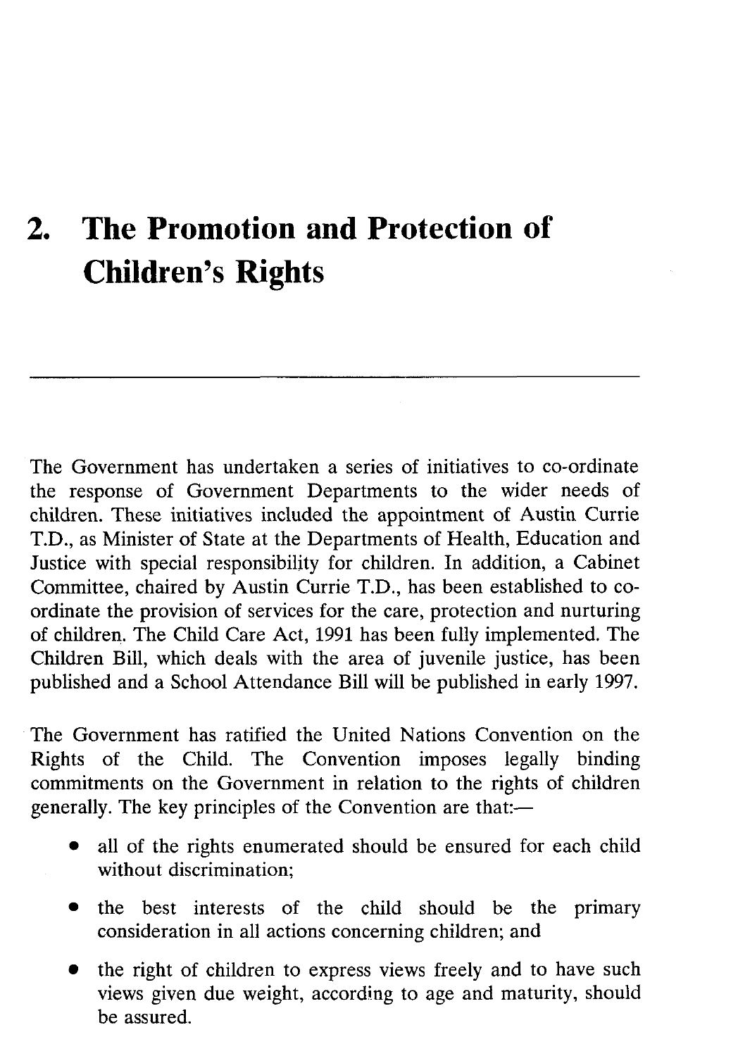# 2. The Promotion and Protection of Children's Rights

---

The Government has undertaken a series of initiatives to co-ordinate the response of Government Departments to the wider needs of children. These initiatives included the appointment of Austin Currie T.D., as Minister of State at the Departments of Health, Education and Justice with special responsibility for children. In addition, a Cabinet Committee, chaired by Austin Currie T.D., has been established to co-ordinate the provision of services for the care, protection and nurturing of children. The Child Care Act, 1991 has been fully implemented. The Children Bill, which deals with the area of juvenile justice, has been published and a School Attendance Bill will be published in early 1997.

The Government has ratified the United Nations Convention on the Rights of the Child. The Convention imposes legally binding commitments on the Government in relation to the rights of children generally. The key principles of the Convention are that:—

- all of the rights enumerated should be ensured for each child without discrimination;
- the best interests of the child should be the primary consideration in all actions concerning children; and
- the right of children to express views freely and to have such views given due weight, according to age and maturity, should be assured.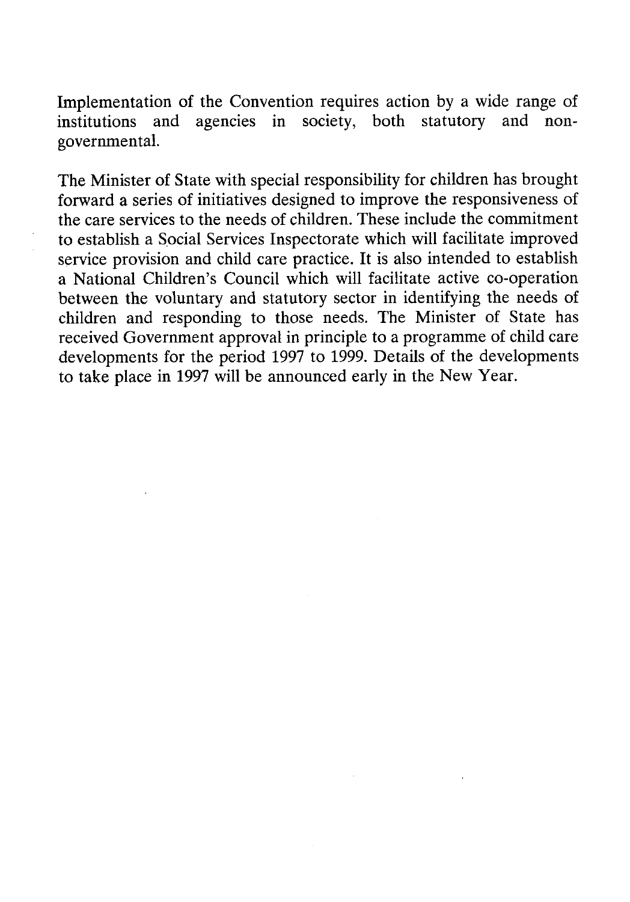Implementation of the Convention requires action by a wide range of institutions and agencies in society, both statutory and non-governmental.

The Minister of State with special responsibility for children has brought forward a series of initiatives designed to improve the responsiveness of the care services to the needs of children. These include the commitment to establish a Social Services Inspectorate which will facilitate improved service provision and child care practice. It is also intended to establish a National Children's Council which will facilitate active co-operation between the voluntary and statutory sector in identifying the needs of children and responding to those needs. The Minister of State has received Government approval in principle to a programme of child care developments for the period 1997 to 1999. Details of the developments to take place in 1997 will be announced early in the New Year.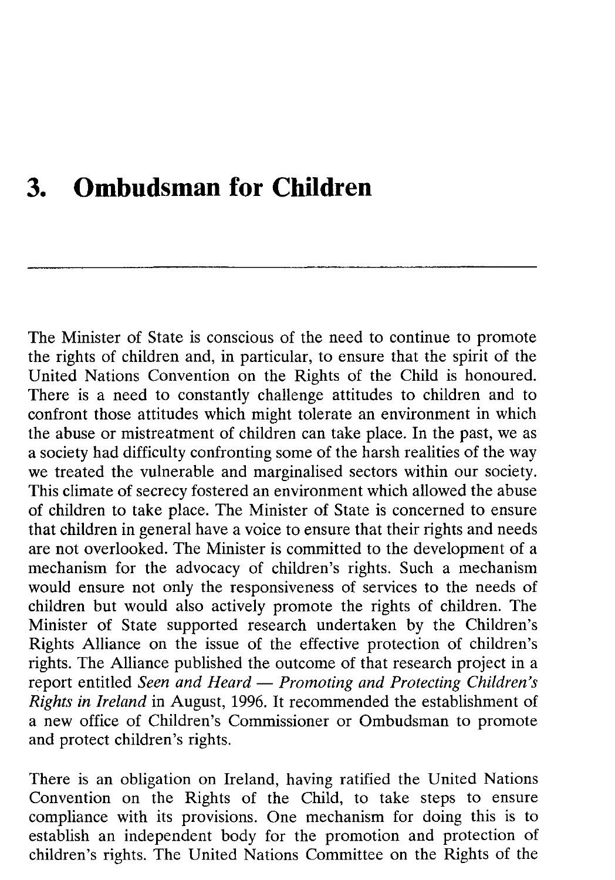# 3. Ombudsman for Children

The Minister of State is conscious of the need to continue to promote the rights of children and, in particular, to ensure that the spirit of the United Nations Convention on the Rights of the Child is honoured. There is a need to constantly challenge attitudes to children and to confront those attitudes which might tolerate an environment in which the abuse or mistreatment of children can take place. In the past, we as a society had difficulty confronting some of the harsh realities of the way we treated the vulnerable and marginalised sectors within our society. This climate of secrecy fostered an environment which allowed the abuse of children to take place. The Minister of State is concerned to ensure that children in general have a voice to ensure that their rights and needs are not overlooked. The Minister is committed to the development of a mechanism for the advocacy of children's rights. Such a mechanism would ensure not only the responsiveness of services to the needs of children but would also actively promote the rights of children. The Minister of State supported research undertaken by the Children's Rights Alliance on the issue of the effective protection of children's rights. The Alliance published the outcome of that research project in a report entitled *Seen and Heard — Promoting and Protecting Children's Rights in Ireland* in August, 1996. It recommended the establishment of a new office of Children's Commissioner or Ombudsman to promote and protect children's rights.

There is an obligation on Ireland, having ratified the United Nations Convention on the Rights of the Child, to take steps to ensure compliance with its provisions. One mechanism for doing this is to establish an independent body for the promotion and protection of children's rights. The United Nations Committee on the Rights of the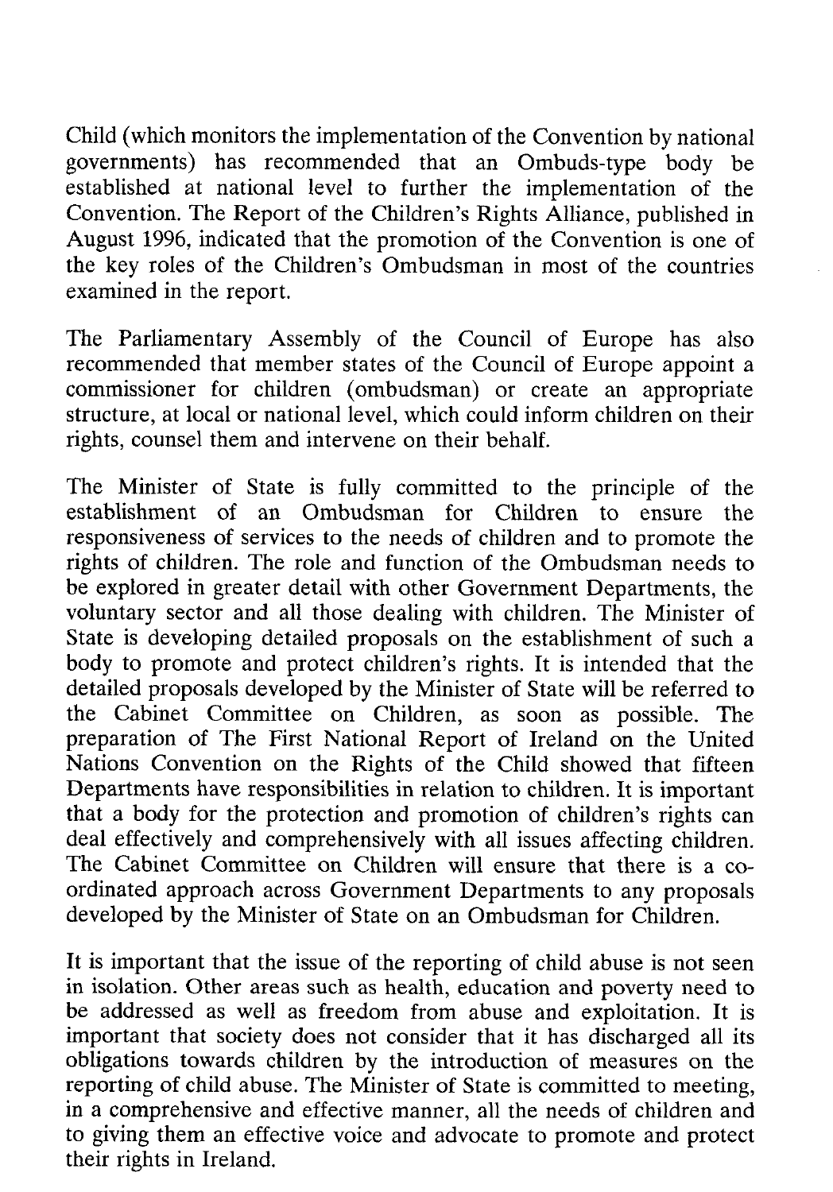Child (which monitors the implementation of the Convention by national governments) has recommended that an Ombuds-type body be established at national level to further the implementation of the Convention. The Report of the Children's Rights Alliance, published in August 1996, indicated that the promotion of the Convention is one of the key roles of the Children's Ombudsman in most of the countries examined in the report.

The Parliamentary Assembly of the Council of Europe has also recommended that member states of the Council of Europe appoint a commissioner for children (ombudsman) or create an appropriate structure, at local or national level, which could inform children on their rights, counsel them and intervene on their behalf.

The Minister of State is fully committed to the principle of the establishment of an Ombudsman for Children to ensure the responsiveness of services to the needs of children and to promote the rights of children. The role and function of the Ombudsman needs to be explored in greater detail with other Government Departments, the voluntary sector and all those dealing with children. The Minister of State is developing detailed proposals on the establishment of such a body to promote and protect children's rights. It is intended that the detailed proposals developed by the Minister of State will be referred to the Cabinet Committee on Children, as soon as possible. The preparation of The First National Report of Ireland on the United Nations Convention on the Rights of the Child showed that fifteen Departments have responsibilities in relation to children. It is important that a body for the protection and promotion of children's rights can deal effectively and comprehensively with all issues affecting children. The Cabinet Committee on Children will ensure that there is a co-ordinated approach across Government Departments to any proposals developed by the Minister of State on an Ombudsman for Children.

It is important that the issue of the reporting of child abuse is not seen in isolation. Other areas such as health, education and poverty need to be addressed as well as freedom from abuse and exploitation. It is important that society does not consider that it has discharged all its obligations towards children by the introduction of measures on the reporting of child abuse. The Minister of State is committed to meeting, in a comprehensive and effective manner, all the needs of children and to giving them an effective voice and advocate to promote and protect their rights in Ireland.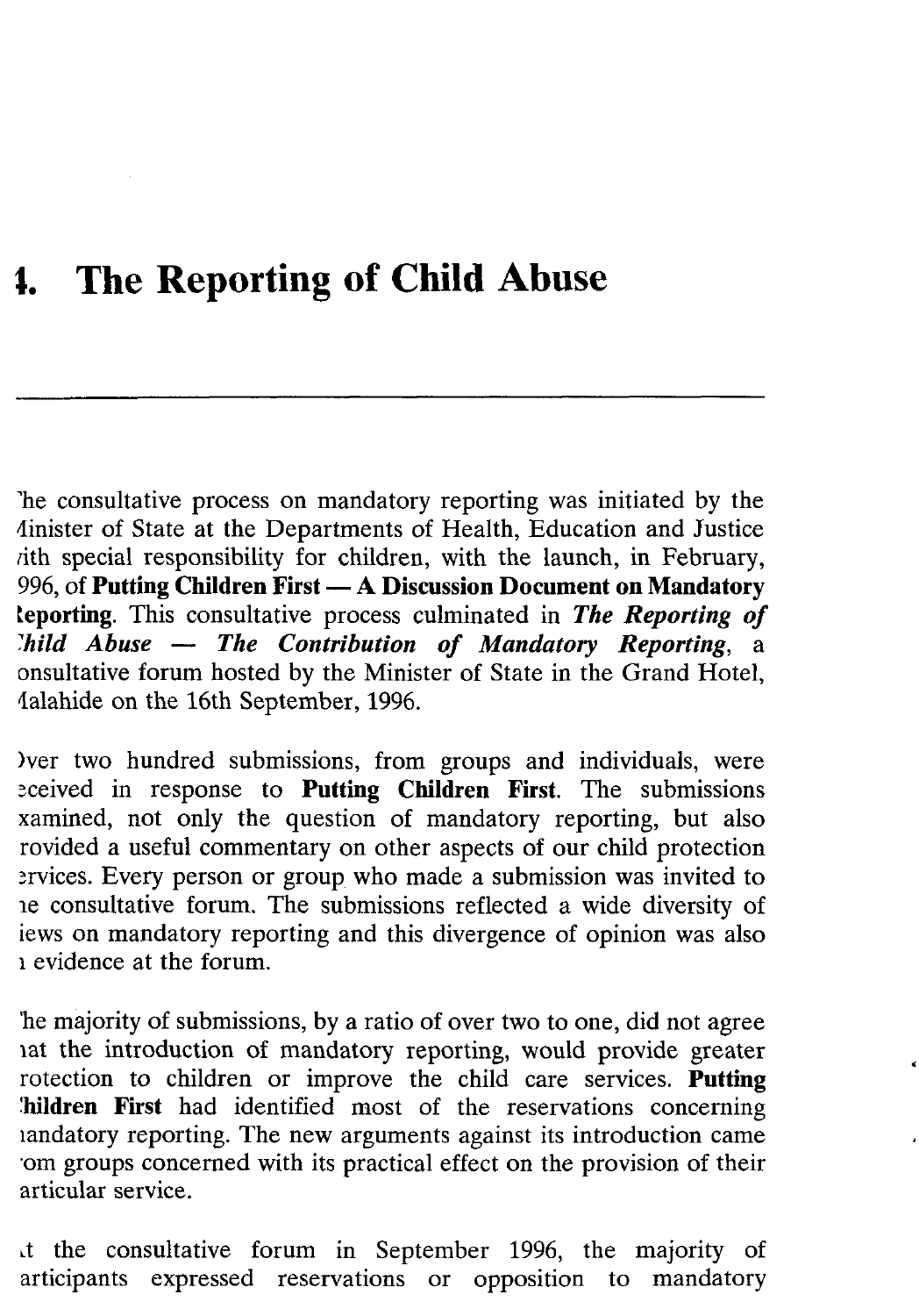# 4. The Reporting of Child Abuse

The consultative process on mandatory reporting was initiated by the Minister of State at the Departments of Health, Education and Justice with special responsibility for children, with the launch, in February, 1996, of **Putting Children First — A Discussion Document on Mandatory Reporting**. This consultative process culminated in ***The Reporting of Child Abuse — The Contribution of Mandatory Reporting***, a consultative forum hosted by the Minister of State in the Grand Hotel, Malahide on the 16th September, 1996.

Over two hundred submissions, from groups and individuals, were received in response to **Putting Children First**. The submissions examined, not only the question of mandatory reporting, but also provided a useful commentary on other aspects of our child protection services. Every person or group who made a submission was invited to the consultative forum. The submissions reflected a wide diversity of views on mandatory reporting and this divergence of opinion was also in evidence at the forum.

The majority of submissions, by a ratio of over two to one, did not agree that the introduction of mandatory reporting, would provide greater protection to children or improve the child care services. **Putting Children First** had identified most of the reservations concerning mandatory reporting. The new arguments against its introduction came from groups concerned with its practical effect on the provision of their particular service.

At the consultative forum in September 1996, the majority of participants expressed reservations or opposition to mandatory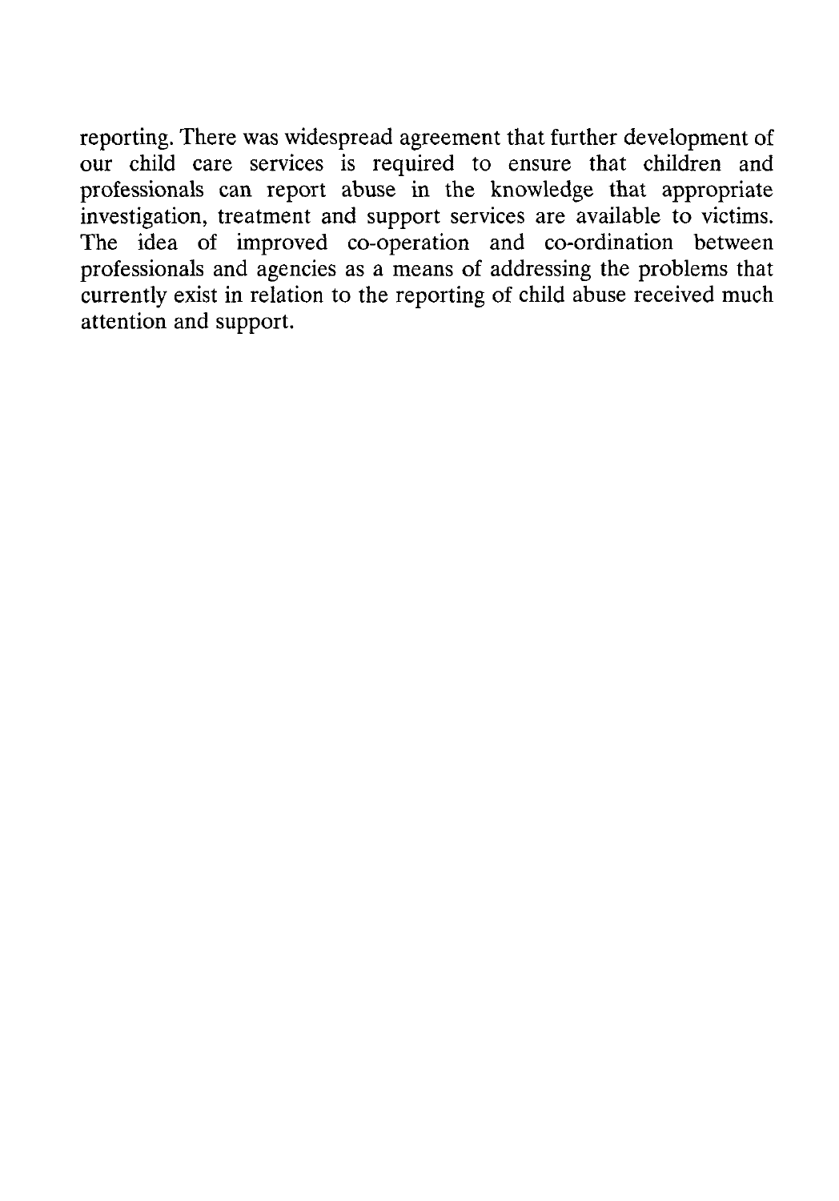reporting. There was widespread agreement that further development of our child care services is required to ensure that children and professionals can report abuse in the knowledge that appropriate investigation, treatment and support services are available to victims. The idea of improved co-operation and co-ordination between professionals and agencies as a means of addressing the problems that currently exist in relation to the reporting of child abuse received much attention and support.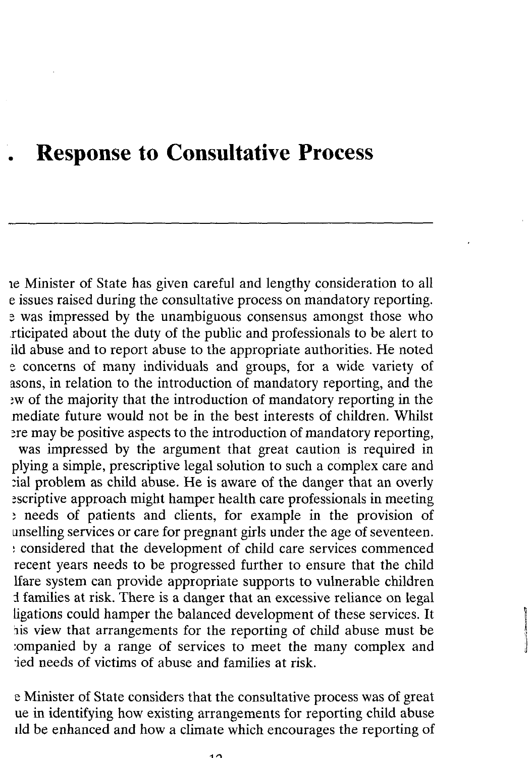# . Response to Consultative Process

ıe Minister of State has given careful and lengthy consideration to all e issues raised during the consultative process on mandatory reporting. e was impressed by the unambiguous consensus amongst those who rticipated about the duty of the public and professionals to be alert to ild abuse and to report abuse to the appropriate authorities. He noted e concerns of many individuals and groups, for a wide variety of asons, in relation to the introduction of mandatory reporting, and the ew of the majority that the introduction of mandatory reporting in the mediate future would not be in the best interests of children. Whilst ere may be positive aspects to the introduction of mandatory reporting, was impressed by the argument that great caution is required in plying a simple, prescriptive legal solution to such a complex care and cial problem as child abuse. He is aware of the danger that an overly escriptive approach might hamper health care professionals in meeting needs of patients and clients, for example in the provision of unselling services or care for pregnant girls under the age of seventeen. considered that the development of child care services commenced recent years needs to be progressed further to ensure that the child lfare system can provide appropriate supports to vulnerable children d families at risk. There is a danger that an excessive reliance on legal ligations could hamper the balanced development of these services. It his view that arrangements for the reporting of child abuse must be companied by a range of services to meet the many complex and ied needs of victims of abuse and families at risk.

e Minister of State considers that the consultative process was of great ue in identifying how existing arrangements for reporting child abuse ıld be enhanced and how a climate which encourages the reporting of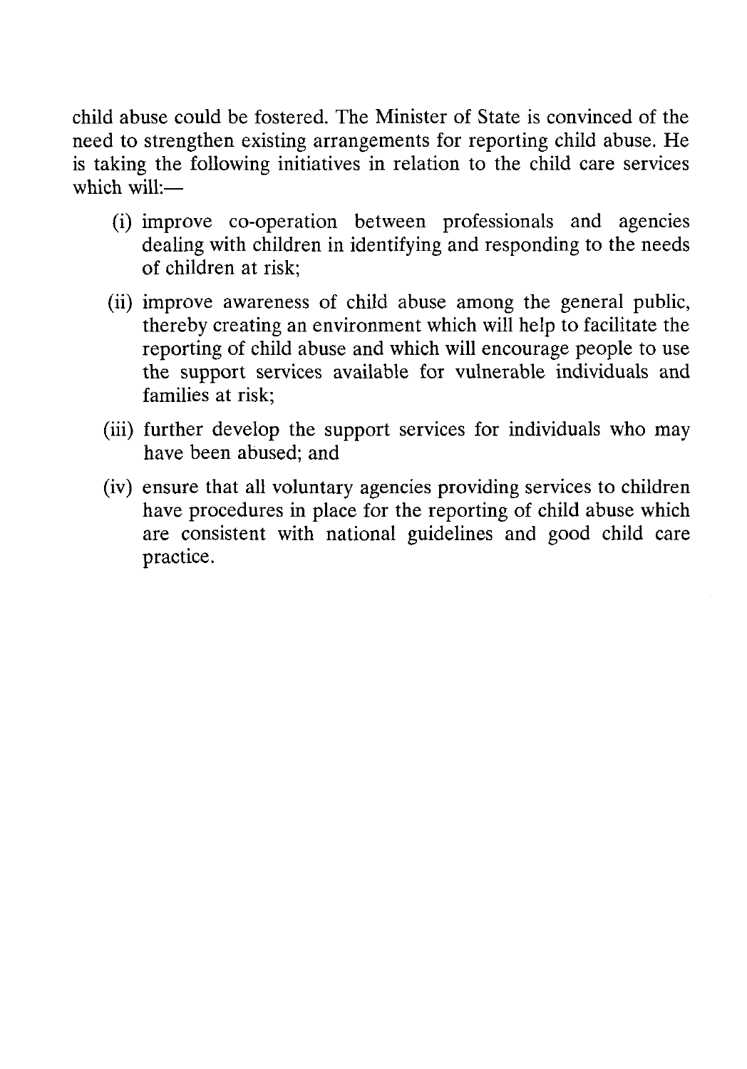child abuse could be fostered. The Minister of State is convinced of the need to strengthen existing arrangements for reporting child abuse. He is taking the following initiatives in relation to the child care services which will:—

(i) improve co-operation between professionals and agencies dealing with children in identifying and responding to the needs of children at risk;

(ii) improve awareness of child abuse among the general public, thereby creating an environment which will help to facilitate the reporting of child abuse and which will encourage people to use the support services available for vulnerable individuals and families at risk;

(iii) further develop the support services for individuals who may have been abused; and

(iv) ensure that all voluntary agencies providing services to children have procedures in place for the reporting of child abuse which are consistent with national guidelines and good child care practice.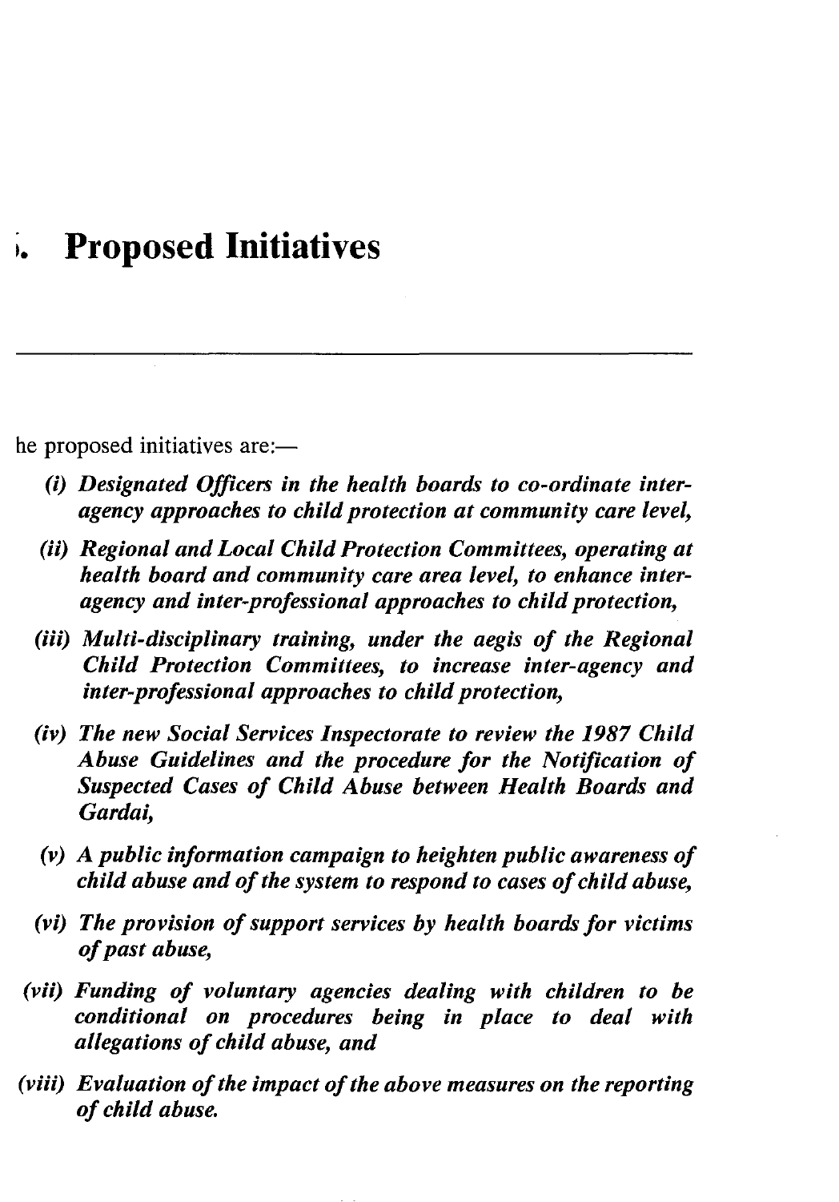# ). Proposed Initiatives

he proposed initiatives are:—

*(i) Designated Officers in the health boards to co-ordinate inter-agency approaches to child protection at community care level,*

*(ii) Regional and Local Child Protection Committees, operating at health board and community care area level, to enhance inter-agency and inter-professional approaches to child protection,*

*(iii) Multi-disciplinary training, under the aegis of the Regional Child Protection Committees, to increase inter-agency and inter-professional approaches to child protection,*

*(iv) The new Social Services Inspectorate to review the 1987 Child Abuse Guidelines and the procedure for the Notification of Suspected Cases of Child Abuse between Health Boards and Gardai,*

*(v) A public information campaign to heighten public awareness of child abuse and of the system to respond to cases of child abuse,*

*(vi) The provision of support services by health boards for victims of past abuse,*

*(vii) Funding of voluntary agencies dealing with children to be conditional on procedures being in place to deal with allegations of child abuse, and*

*(viii) Evaluation of the impact of the above measures on the reporting of child abuse.*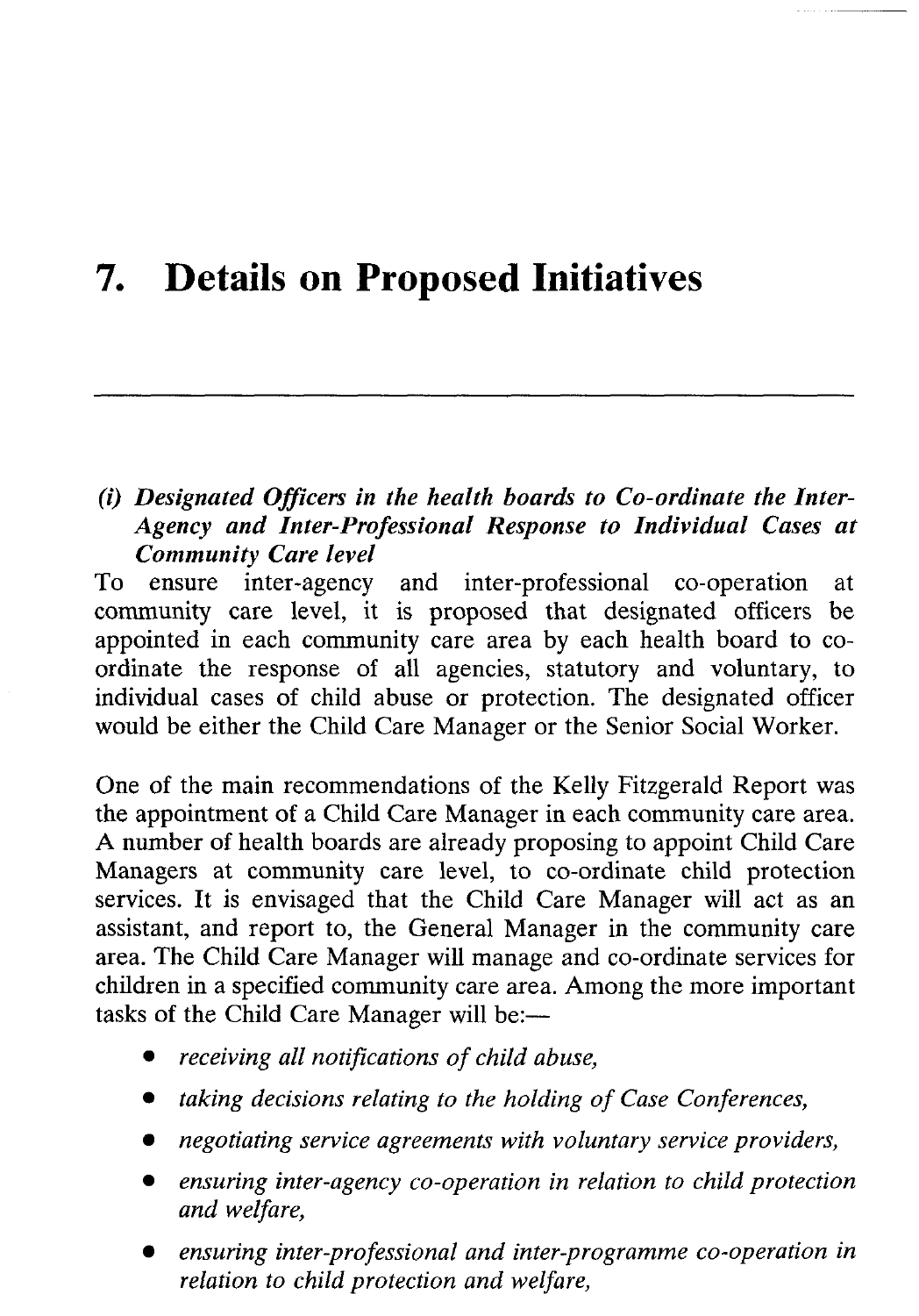# 7. Details on Proposed Initiatives

### *(i) Designated Officers in the health boards to Co-ordinate the Inter-Agency and Inter-Professional Response to Individual Cases at Community Care level*

To ensure inter-agency and inter-professional co-operation at community care level, it is proposed that designated officers be appointed in each community care area by each health board to co-ordinate the response of all agencies, statutory and voluntary, to individual cases of child abuse or protection. The designated officer would be either the Child Care Manager or the Senior Social Worker.

One of the main recommendations of the Kelly Fitzgerald Report was the appointment of a Child Care Manager in each community care area. A number of health boards are already proposing to appoint Child Care Managers at community care level, to co-ordinate child protection services. It is envisaged that the Child Care Manager will act as an assistant, and report to, the General Manager in the community care area. The Child Care Manager will manage and co-ordinate services for children in a specified community care area. Among the more important tasks of the Child Care Manager will be:—

- *receiving all notifications of child abuse,*
- *taking decisions relating to the holding of Case Conferences,*
- *negotiating service agreements with voluntary service providers,*
- *ensuring inter-agency co-operation in relation to child protection and welfare,*
- *ensuring inter-professional and inter-programme co-operation in relation to child protection and welfare,*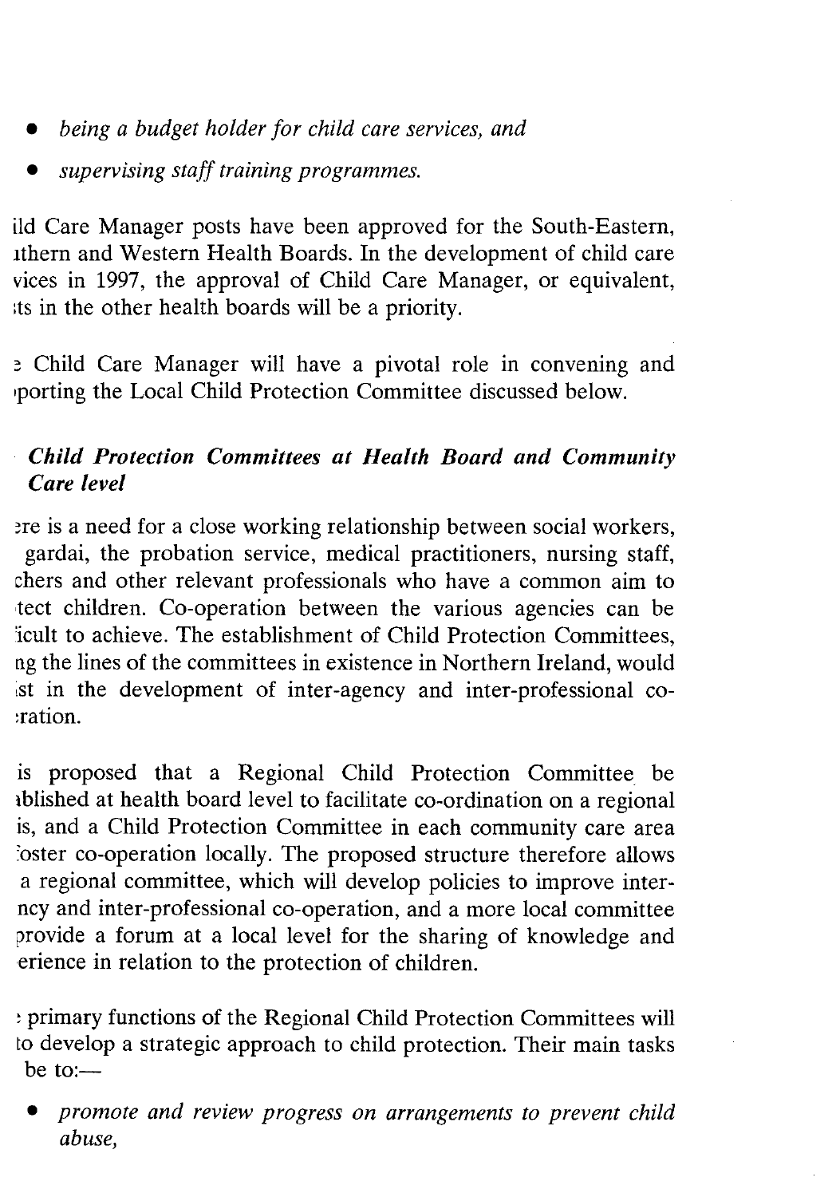- *being a budget holder for child care services, and*
- *supervising staff training programmes.*

ild Care Manager posts have been approved for the South-Eastern, ıthern and Western Health Boards. In the development of child care vices in 1997, the approval of Child Care Manager, or equivalent, ıts in the other health boards will be a priority.

ɜ Child Care Manager will have a pivotal role in convening and ıporting the Local Child Protection Committee discussed below.

### *Child Protection Committees at Health Board and Community Care level*

ɜre is a need for a close working relationship between social workers, gardai, the probation service, medical practitioners, nursing staff, chers and other relevant professionals who have a common aim to tect children. Co-operation between the various agencies can be ïcult to achieve. The establishment of Child Protection Committees, ng the lines of the committees in existence in Northern Ireland, would ıst in the development of inter-agency and inter-professional co- ɜration.

is proposed that a Regional Child Protection Committee be ıblished at health board level to facilitate co-ordination on a regional is, and a Child Protection Committee in each community care area ʼoster co-operation locally. The proposed structure therefore allows a regional committee, which will develop policies to improve inter- ncy and inter-professional co-operation, and a more local committee provide a forum at a local level for the sharing of knowledge and erience in relation to the protection of children.

ː primary functions of the Regional Child Protection Committees will to develop a strategic approach to child protection. Their main tasks be to:—

- *promote and review progress on arrangements to prevent child abuse,*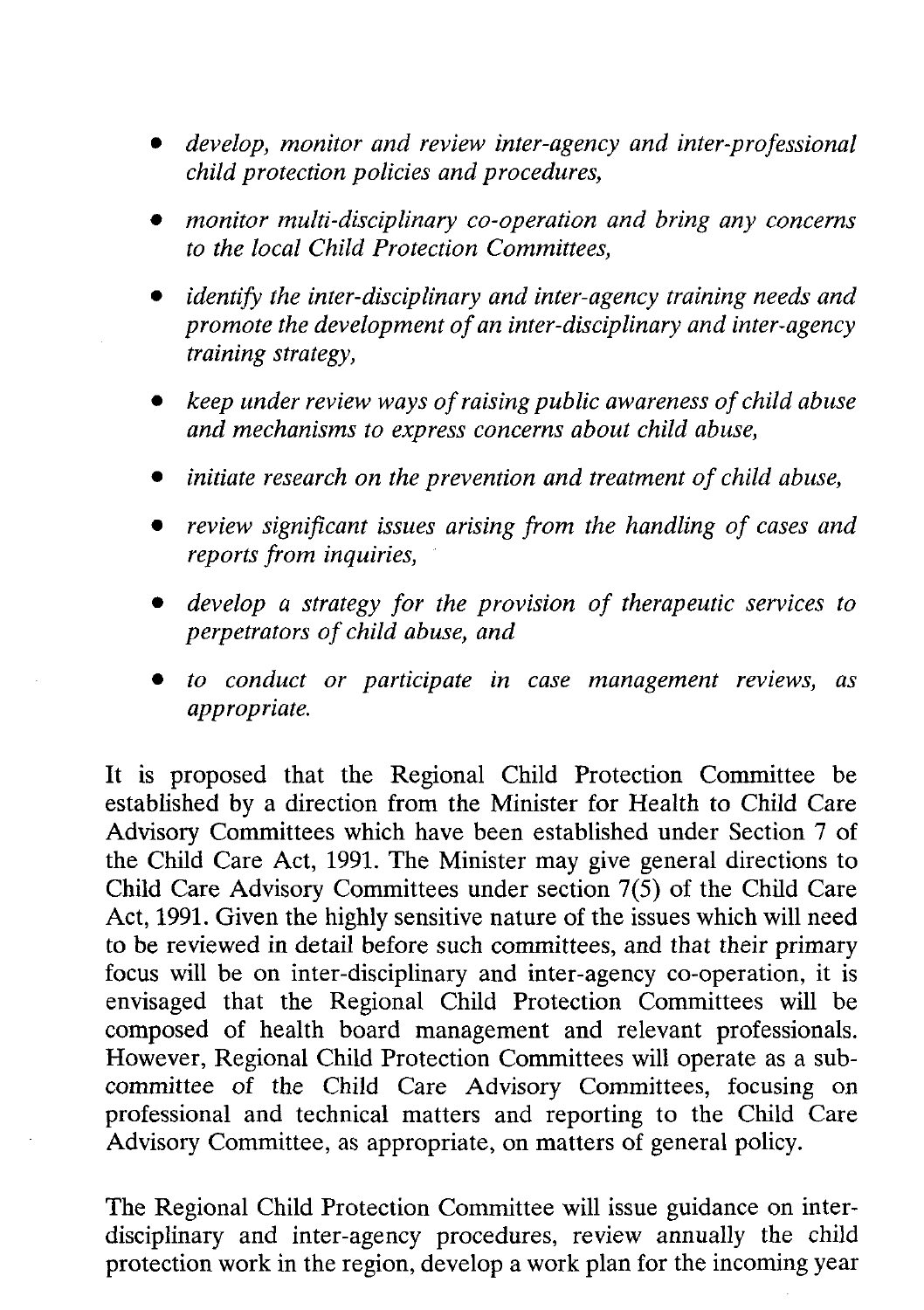- *develop, monitor and review inter-agency and inter-professional child protection policies and procedures,*
- *monitor multi-disciplinary co-operation and bring any concerns to the local Child Protection Committees,*
- *identify the inter-disciplinary and inter-agency training needs and promote the development of an inter-disciplinary and inter-agency training strategy,*
- *keep under review ways of raising public awareness of child abuse and mechanisms to express concerns about child abuse,*
- *initiate research on the prevention and treatment of child abuse,*
- *review significant issues arising from the handling of cases and reports from inquiries,*
- *develop a strategy for the provision of therapeutic services to perpetrators of child abuse, and*
- *to conduct or participate in case management reviews, as appropriate.*

It is proposed that the Regional Child Protection Committee be established by a direction from the Minister for Health to Child Care Advisory Committees which have been established under Section 7 of the Child Care Act, 1991. The Minister may give general directions to Child Care Advisory Committees under section 7(5) of the Child Care Act, 1991. Given the highly sensitive nature of the issues which will need to be reviewed in detail before such committees, and that their primary focus will be on inter-disciplinary and inter-agency co-operation, it is envisaged that the Regional Child Protection Committees will be composed of health board management and relevant professionals. However, Regional Child Protection Committees will operate as a sub-committee of the Child Care Advisory Committees, focusing on professional and technical matters and reporting to the Child Care Advisory Committee, as appropriate, on matters of general policy.

The Regional Child Protection Committee will issue guidance on inter-disciplinary and inter-agency procedures, review annually the child protection work in the region, develop a work plan for the incoming year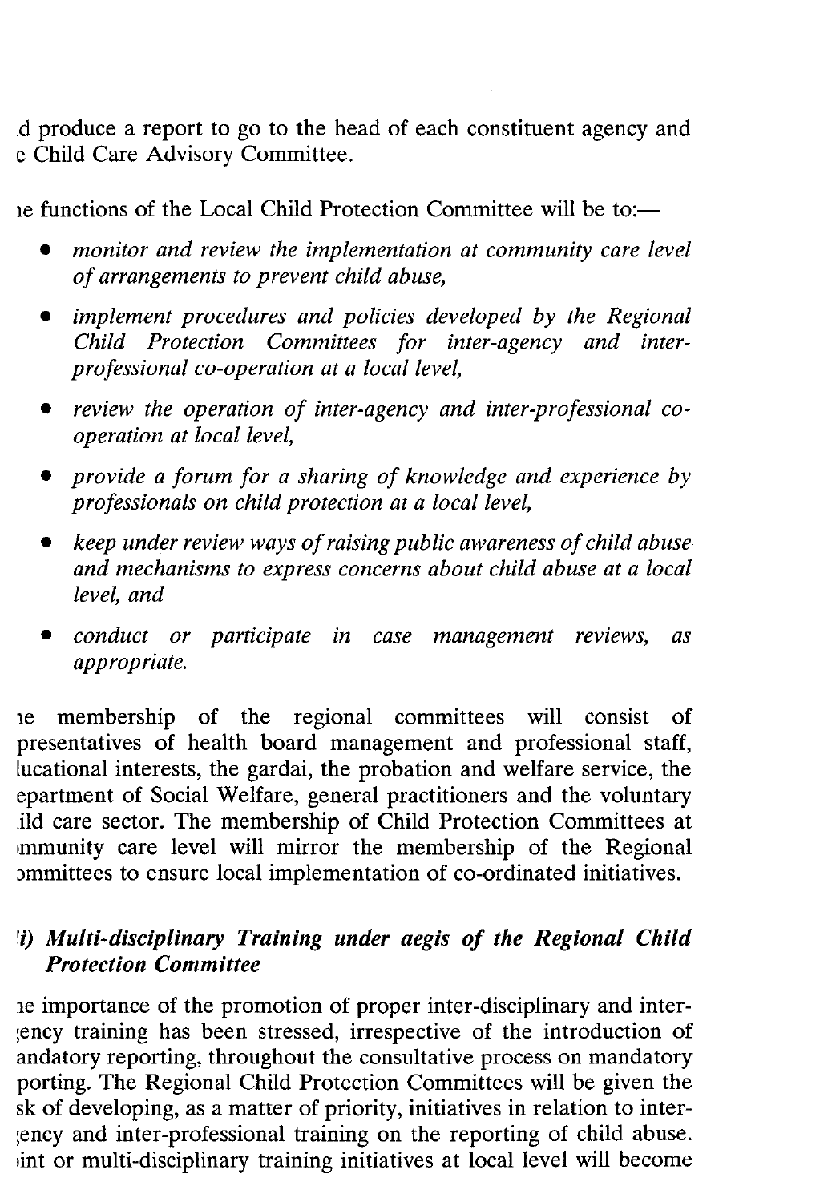.d produce a report to go to the head of each constituent agency and e Child Care Advisory Committee.

ıe functions of the Local Child Protection Committee will be to:—

- *monitor and review the implementation at community care level of arrangements to prevent child abuse,*
- *implement procedures and policies developed by the Regional Child Protection Committees for inter-agency and inter-professional co-operation at a local level,*
- *review the operation of inter-agency and inter-professional co-operation at local level,*
- *provide a forum for a sharing of knowledge and experience by professionals on child protection at a local level,*
- *keep under review ways of raising public awareness of child abuse and mechanisms to express concerns about child abuse at a local level, and*
- *conduct or participate in case management reviews, as appropriate.*

ıe membership of the regional committees will consist of presentatives of health board management and professional staff, lucational interests, the gardai, the probation and welfare service, the epartment of Social Welfare, general practitioners and the voluntary ıild care sector. The membership of Child Protection Committees at ımmunity care level will mirror the membership of the Regional ɔmmittees to ensure local implementation of co-ordinated initiatives.

### 'i) *Multi-disciplinary Training under aegis of the Regional Child Protection Committee*

ıe importance of the promotion of proper inter-disciplinary and inter-;ency training has been stressed, irrespective of the introduction of andatory reporting, throughout the consultative process on mandatory porting. The Regional Child Protection Committees will be given the sk of developing, as a matter of priority, initiatives in relation to inter-;ency and inter-professional training on the reporting of child abuse. ıint or multi-disciplinary training initiatives at local level will become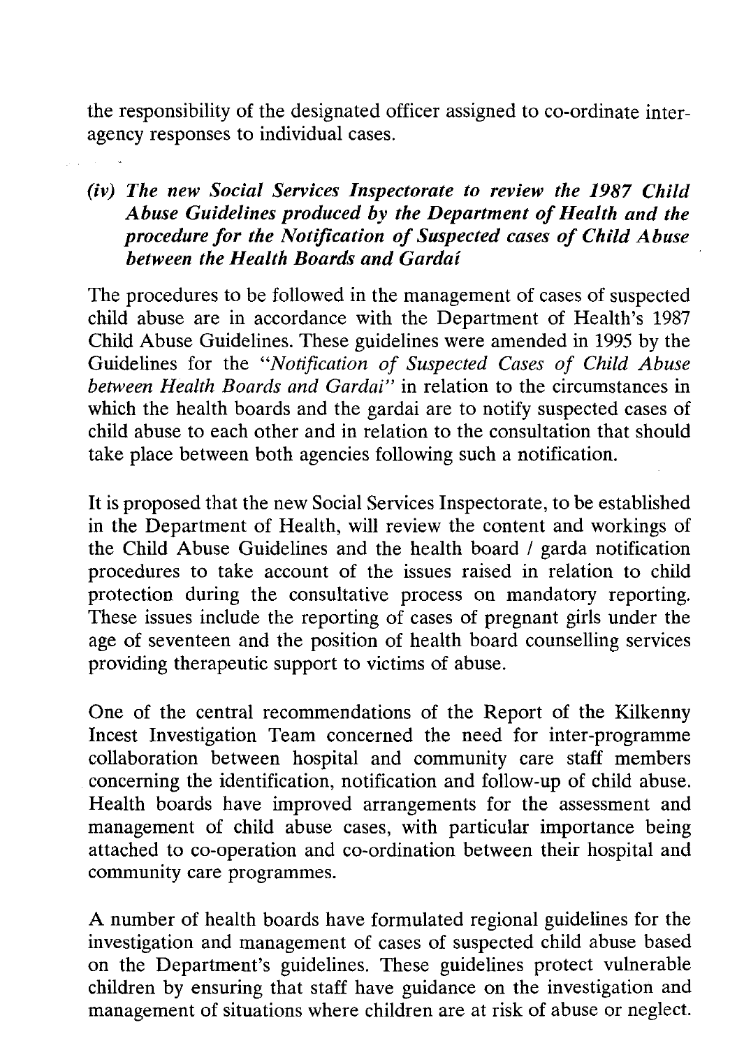the responsibility of the designated officer assigned to co-ordinate inter-agency responses to individual cases.

### *(iv) The new Social Services Inspectorate to review the 1987 Child Abuse Guidelines produced by the Department of Health and the procedure for the Notification of Suspected cases of Child Abuse between the Health Boards and Gardaí*

The procedures to be followed in the management of cases of suspected child abuse are in accordance with the Department of Health's 1987 Child Abuse Guidelines. These guidelines were amended in 1995 by the Guidelines for the "*Notification of Suspected Cases of Child Abuse between Health Boards and Gardai*" in relation to the circumstances in which the health boards and the gardai are to notify suspected cases of child abuse to each other and in relation to the consultation that should take place between both agencies following such a notification.

It is proposed that the new Social Services Inspectorate, to be established in the Department of Health, will review the content and workings of the Child Abuse Guidelines and the health board / garda notification procedures to take account of the issues raised in relation to child protection during the consultative process on mandatory reporting. These issues include the reporting of cases of pregnant girls under the age of seventeen and the position of health board counselling services providing therapeutic support to victims of abuse.

One of the central recommendations of the Report of the Kilkenny Incest Investigation Team concerned the need for inter-programme collaboration between hospital and community care staff members concerning the identification, notification and follow-up of child abuse. Health boards have improved arrangements for the assessment and management of child abuse cases, with particular importance being attached to co-operation and co-ordination between their hospital and community care programmes.

A number of health boards have formulated regional guidelines for the investigation and management of cases of suspected child abuse based on the Department's guidelines. These guidelines protect vulnerable children by ensuring that staff have guidance on the investigation and management of situations where children are at risk of abuse or neglect.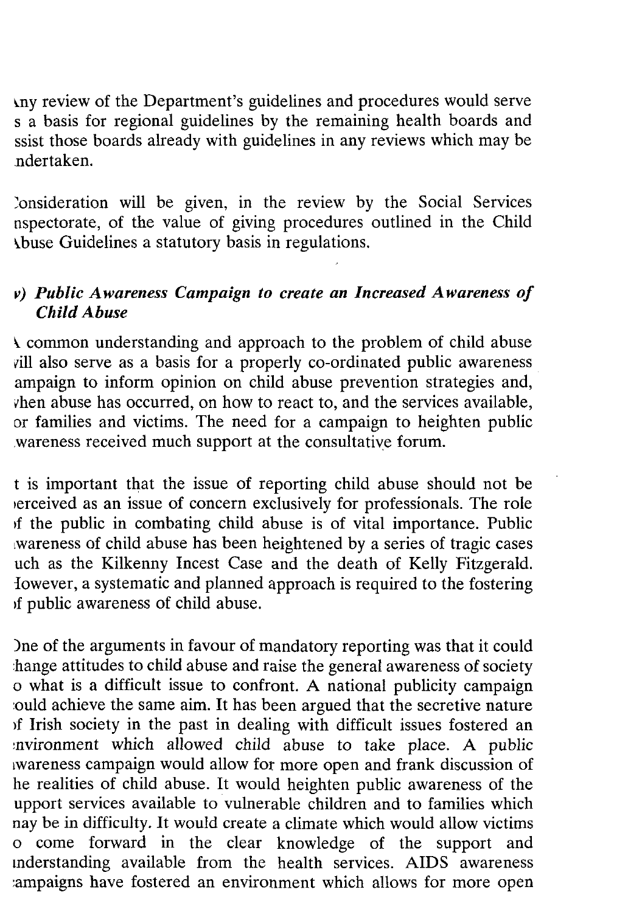Any review of the Department's guidelines and procedures would serve as a basis for regional guidelines by the remaining health boards and assist those boards already with guidelines in any reviews which may be undertaken.

Consideration will be given, in the review by the Social Services Inspectorate, of the value of giving procedures outlined in the Child Abuse Guidelines a statutory basis in regulations.

### *v) Public Awareness Campaign to create an Increased Awareness of Child Abuse*

A common understanding and approach to the problem of child abuse will also serve as a basis for a properly co-ordinated public awareness campaign to inform opinion on child abuse prevention strategies and, when abuse has occurred, on how to react to, and the services available, for families and victims. The need for a campaign to heighten public awareness received much support at the consultative forum.

It is important that the issue of reporting child abuse should not be perceived as an issue of concern exclusively for professionals. The role of the public in combating child abuse is of vital importance. Public awareness of child abuse has been heightened by a series of tragic cases such as the Kilkenny Incest Case and the death of Kelly Fitzgerald. However, a systematic and planned approach is required to the fostering of public awareness of child abuse.

One of the arguments in favour of mandatory reporting was that it could change attitudes to child abuse and raise the general awareness of society to what is a difficult issue to confront. A national publicity campaign could achieve the same aim. It has been argued that the secretive nature of Irish society in the past in dealing with difficult issues fostered an environment which allowed child abuse to take place. A public awareness campaign would allow for more open and frank discussion of the realities of child abuse. It would heighten public awareness of the support services available to vulnerable children and to families which may be in difficulty. It would create a climate which would allow victims to come forward in the clear knowledge of the support and understanding available from the health services. AIDS awareness campaigns have fostered an environment which allows for more open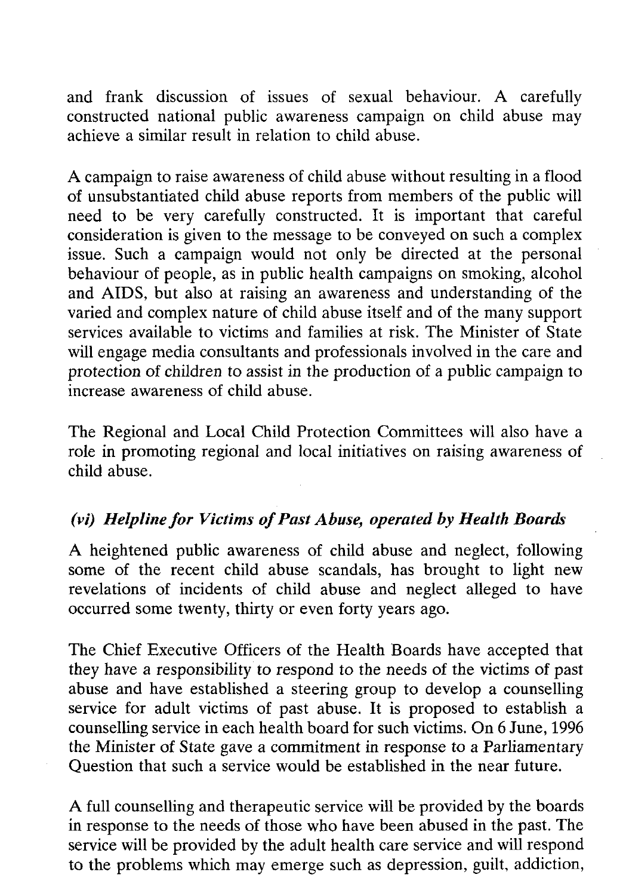and frank discussion of issues of sexual behaviour. A carefully constructed national public awareness campaign on child abuse may achieve a similar result in relation to child abuse.

A campaign to raise awareness of child abuse without resulting in a flood of unsubstantiated child abuse reports from members of the public will need to be very carefully constructed. It is important that careful consideration is given to the message to be conveyed on such a complex issue. Such a campaign would not only be directed at the personal behaviour of people, as in public health campaigns on smoking, alcohol and AIDS, but also at raising an awareness and understanding of the varied and complex nature of child abuse itself and of the many support services available to victims and families at risk. The Minister of State will engage media consultants and professionals involved in the care and protection of children to assist in the production of a public campaign to increase awareness of child abuse.

The Regional and Local Child Protection Committees will also have a role in promoting regional and local initiatives on raising awareness of child abuse.

### *(vi) Helpline for Victims of Past Abuse, operated by Health Boards*

A heightened public awareness of child abuse and neglect, following some of the recent child abuse scandals, has brought to light new revelations of incidents of child abuse and neglect alleged to have occurred some twenty, thirty or even forty years ago.

The Chief Executive Officers of the Health Boards have accepted that they have a responsibility to respond to the needs of the victims of past abuse and have established a steering group to develop a counselling service for adult victims of past abuse. It is proposed to establish a counselling service in each health board for such victims. On 6 June, 1996 the Minister of State gave a commitment in response to a Parliamentary Question that such a service would be established in the near future.

A full counselling and therapeutic service will be provided by the boards in response to the needs of those who have been abused in the past. The service will be provided by the adult health care service and will respond to the problems which may emerge such as depression, guilt, addiction,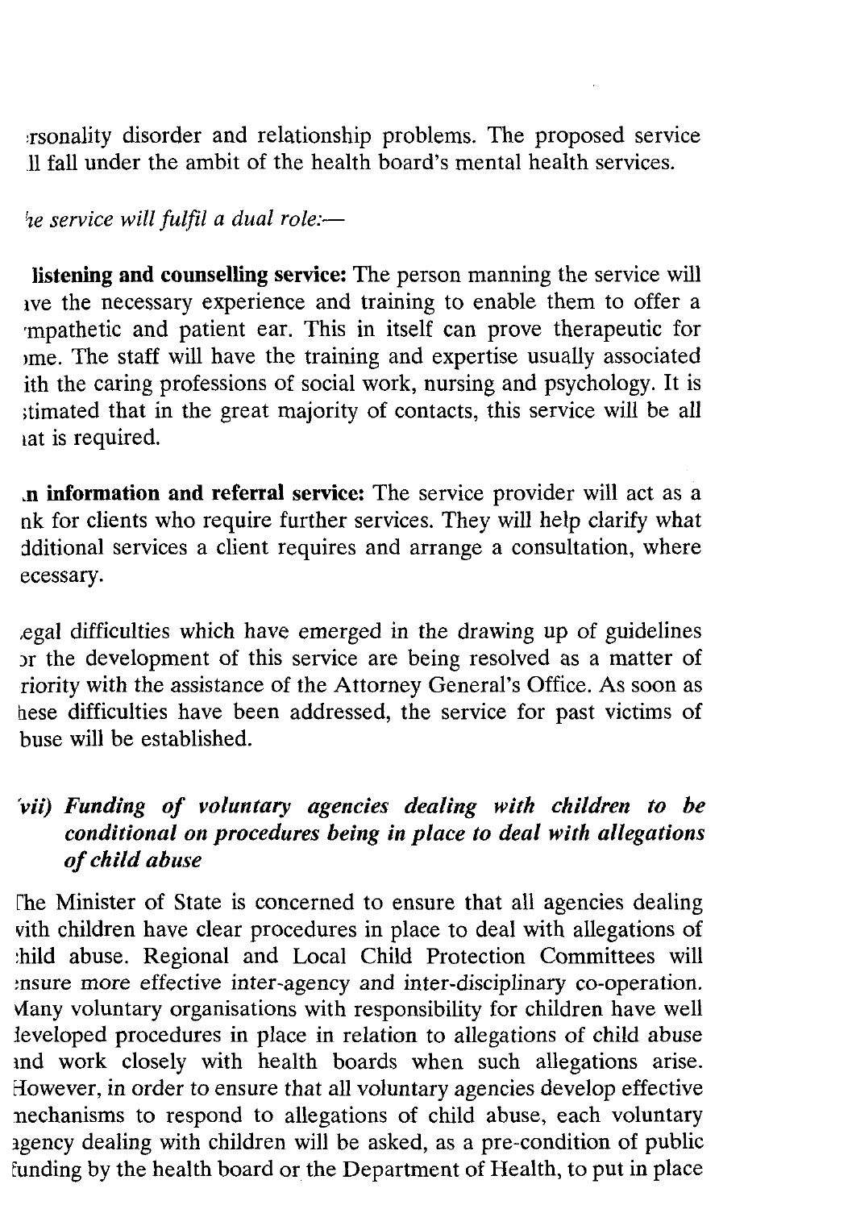·rsonality disorder and relationship problems. The proposed service .ll fall under the ambit of the health board's mental health services.

*he service will fulfil a dual role:—*

**listening and counselling service:** The person manning the service will ıve the necessary experience and training to enable them to offer a ·mpathetic and patient ear. This in itself can prove therapeutic for ›me. The staff will have the training and expertise usually associated ith the caring professions of social work, nursing and psychology. It is ;timated that in the great majority of contacts, this service will be all ıat is required.

**.n information and referral service:** The service provider will act as a nk for clients who require further services. They will help clarify what dditional services a client requires and arrange a consultation, where ecessary.

,egal difficulties which have emerged in the drawing up of guidelines ɔr the development of this service are being resolved as a matter of riority with the assistance of the Attorney General's Office. As soon as hese difficulties have been addressed, the service for past victims of buse will be established.

### *'vii) Funding of voluntary agencies dealing with children to be conditional on procedures being in place to deal with allegations of child abuse*

Γhe Minister of State is concerned to ensure that all agencies dealing vith children have clear procedures in place to deal with allegations of :hild abuse. Regional and Local Child Protection Committees will ›nsure more effective inter-agency and inter-disciplinary co-operation. Many voluntary organisations with responsibility for children have well leveloped procedures in place in relation to allegations of child abuse ınd work closely with health boards when such allegations arise. However, in order to ensure that all voluntary agencies develop effective nechanisms to respond to allegations of child abuse, each voluntary ıgency dealing with children will be asked, as a pre-condition of public funding by the health board or the Department of Health, to put in place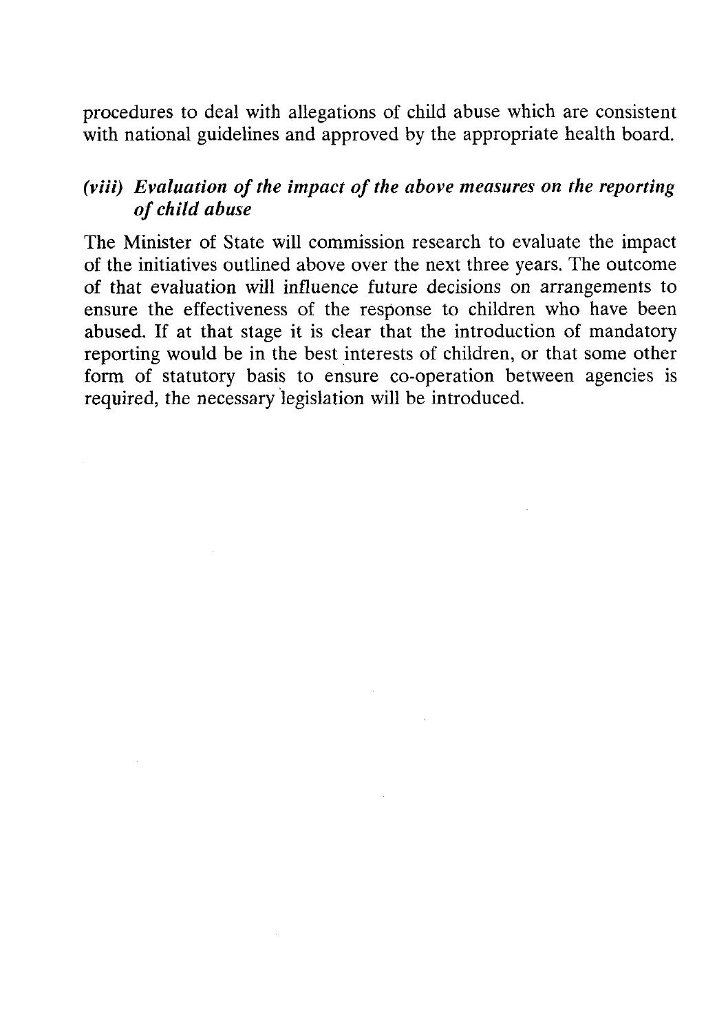procedures to deal with allegations of child abuse which are consistent with national guidelines and approved by the appropriate health board.

### *(viii) Evaluation of the impact of the above measures on the reporting of child abuse*

The Minister of State will commission research to evaluate the impact of the initiatives outlined above over the next three years. The outcome of that evaluation will influence future decisions on arrangements to ensure the effectiveness of the response to children who have been abused. If at that stage it is clear that the introduction of mandatory reporting would be in the best interests of children, or that some other form of statutory basis to ensure co-operation between agencies is required, the necessary legislation will be introduced.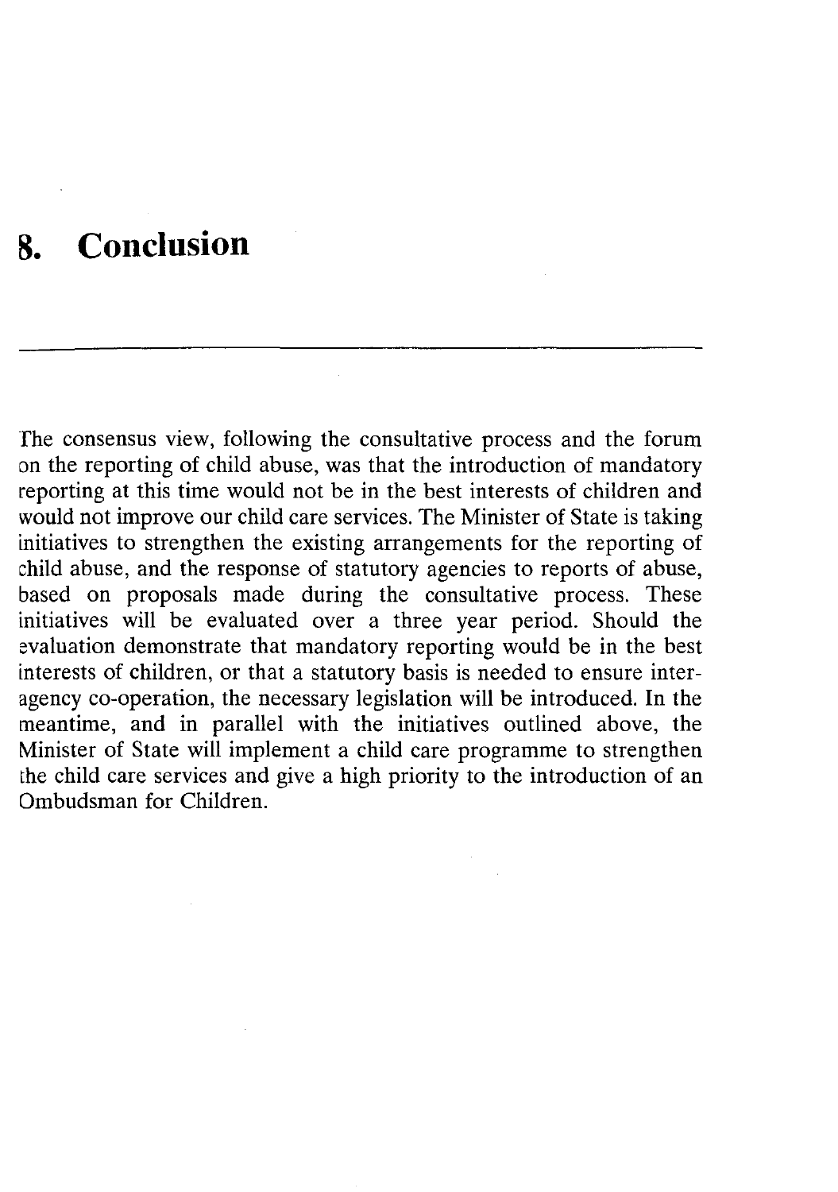# 8. Conclusion

The consensus view, following the consultative process and the forum on the reporting of child abuse, was that the introduction of mandatory reporting at this time would not be in the best interests of children and would not improve our child care services. The Minister of State is taking initiatives to strengthen the existing arrangements for the reporting of child abuse, and the response of statutory agencies to reports of abuse, based on proposals made during the consultative process. These initiatives will be evaluated over a three year period. Should the evaluation demonstrate that mandatory reporting would be in the best interests of children, or that a statutory basis is needed to ensure inter-agency co-operation, the necessary legislation will be introduced. In the meantime, and in parallel with the initiatives outlined above, the Minister of State will implement a child care programme to strengthen the child care services and give a high priority to the introduction of an Ombudsman for Children.